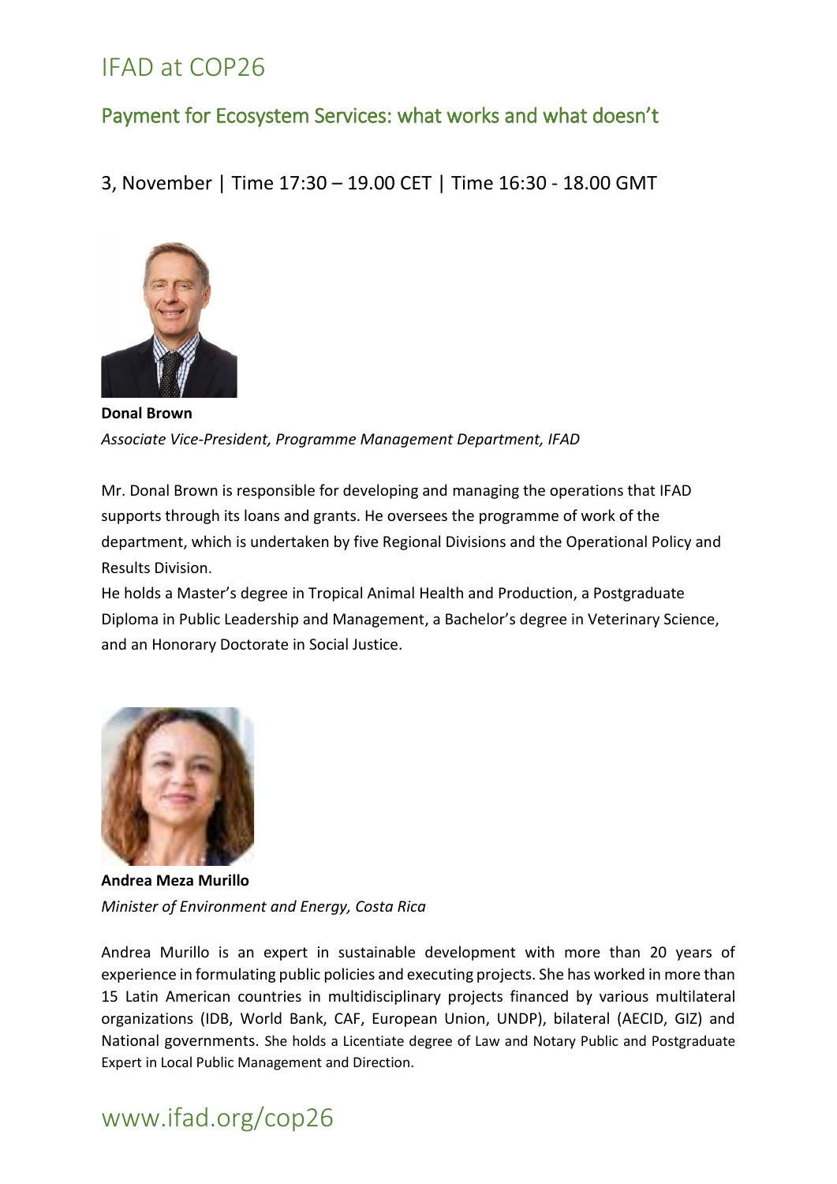# IFAD at COP26

## Payment for Ecosystem Services: what works and what doesn't

3, November | Time 17:30 – 19.00 CET | Time 16:30 - 18.00 GMT

**Donal Brown**
*Associate Vice-President, Programme Management Department, IFAD*

Mr. Donal Brown is responsible for developing and managing the operations that IFAD supports through its loans and grants. He oversees the programme of work of the department, which is undertaken by five Regional Divisions and the Operational Policy and Results Division.
He holds a Master's degree in Tropical Animal Health and Production, a Postgraduate Diploma in Public Leadership and Management, a Bachelor's degree in Veterinary Science, and an Honorary Doctorate in Social Justice.

**Andrea Meza Murillo**
*Minister of Environment and Energy, Costa Rica*

Andrea Murillo is an expert in sustainable development with more than 20 years of experience in formulating public policies and executing projects. She has worked in more than 15 Latin American countries in multidisciplinary projects financed by various multilateral organizations (IDB, World Bank, CAF, European Union, UNDP), bilateral (AECID, GIZ) and National governments. She holds a Licentiate degree of Law and Notary Public and Postgraduate Expert in Local Public Management and Direction.

www.ifad.org/cop26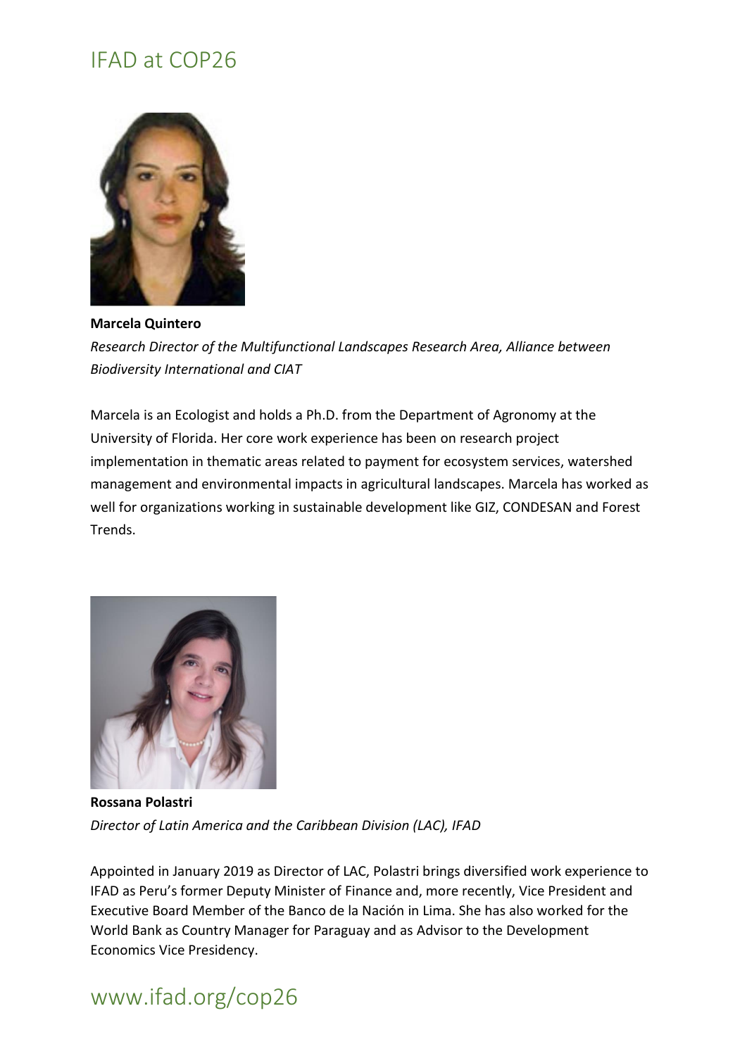**Marcela Quintero**

*Research Director of the Multifunctional Landscapes Research Area, Alliance between Biodiversity International and CIAT*

Marcela is an Ecologist and holds a Ph.D. from the Department of Agronomy at the University of Florida. Her core work experience has been on research project implementation in thematic areas related to payment for ecosystem services, watershed management and environmental impacts in agricultural landscapes. Marcela has worked as well for organizations working in sustainable development like GIZ, CONDESAN and Forest Trends.

**Rossana Polastri**

*Director of Latin America and the Caribbean Division (LAC), IFAD*

Appointed in January 2019 as Director of LAC, Polastri brings diversified work experience to IFAD as Peru's former Deputy Minister of Finance and, more recently, Vice President and Executive Board Member of the Banco de la Nación in Lima. She has also worked for the World Bank as Country Manager for Paraguay and as Advisor to the Development Economics Vice Presidency.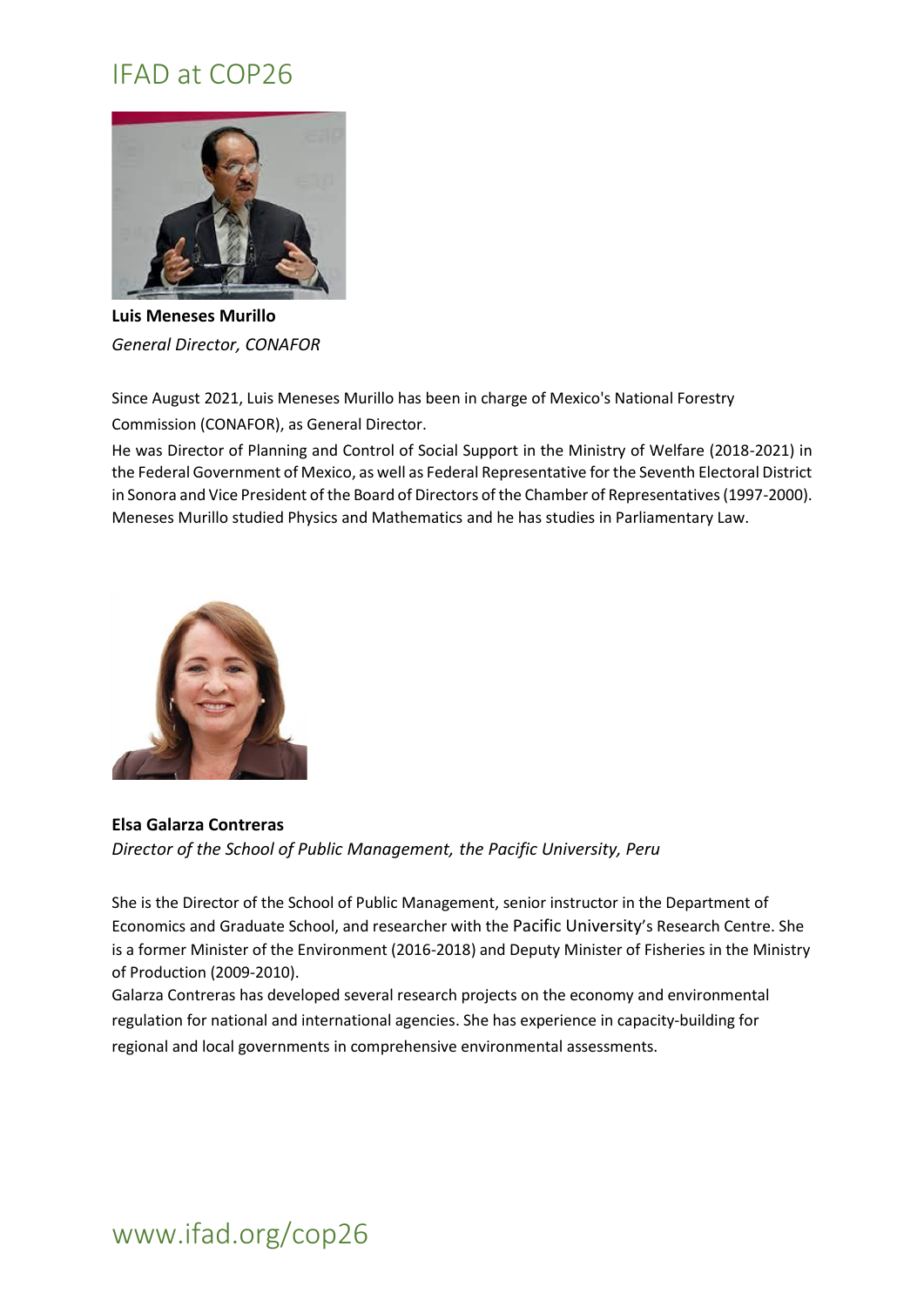**Luis Meneses Murillo**
*General Director, CONAFOR*

Since August 2021, Luis Meneses Murillo has been in charge of Mexico's National Forestry Commission (CONAFOR), as General Director.

He was Director of Planning and Control of Social Support in the Ministry of Welfare (2018-2021) in the Federal Government of Mexico, as well as Federal Representative for the Seventh Electoral District in Sonora and Vice President of the Board of Directors of the Chamber of Representatives (1997-2000). Meneses Murillo studied Physics and Mathematics and he has studies in Parliamentary Law.

**Elsa Galarza Contreras**
*Director of the School of Public Management, the Pacific University, Peru*

She is the Director of the School of Public Management, senior instructor in the Department of Economics and Graduate School, and researcher with the Pacific University's Research Centre. She is a former Minister of the Environment (2016-2018) and Deputy Minister of Fisheries in the Ministry of Production (2009-2010).

Galarza Contreras has developed several research projects on the economy and environmental regulation for national and international agencies. She has experience in capacity-building for regional and local governments in comprehensive environmental assessments.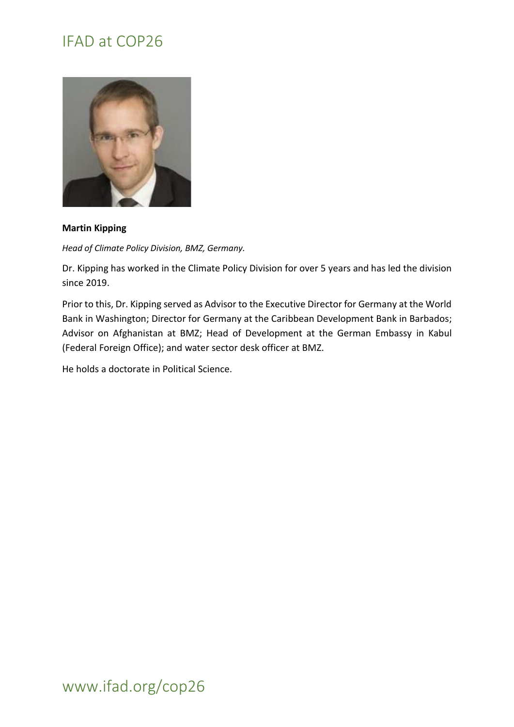**Martin Kipping**

*Head of Climate Policy Division, BMZ, Germany.*

Dr. Kipping has worked in the Climate Policy Division for over 5 years and has led the division since 2019.

Prior to this, Dr. Kipping served as Advisor to the Executive Director for Germany at the World Bank in Washington; Director for Germany at the Caribbean Development Bank in Barbados; Advisor on Afghanistan at BMZ; Head of Development at the German Embassy in Kabul (Federal Foreign Office); and water sector desk officer at BMZ.

He holds a doctorate in Political Science.